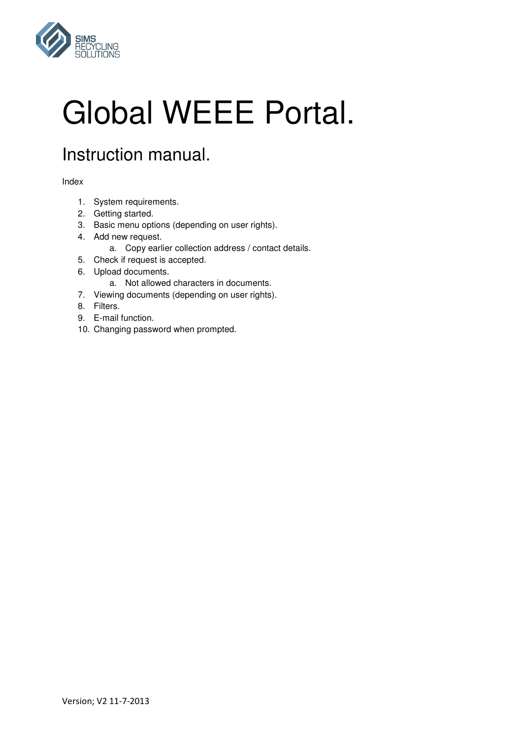# Global WEEE Portal.

## Instruction manual.

Index

1. System requirements.
2. Getting started.
3. Basic menu options (depending on user rights).
4. Add new request.
   a. Copy earlier collection address / contact details.
5. Check if request is accepted.
6. Upload documents.
   a. Not allowed characters in documents.
7. Viewing documents (depending on user rights).
8. Filters.
9. E-mail function.
10. Changing password when prompted.

Version; V2 11-7-2013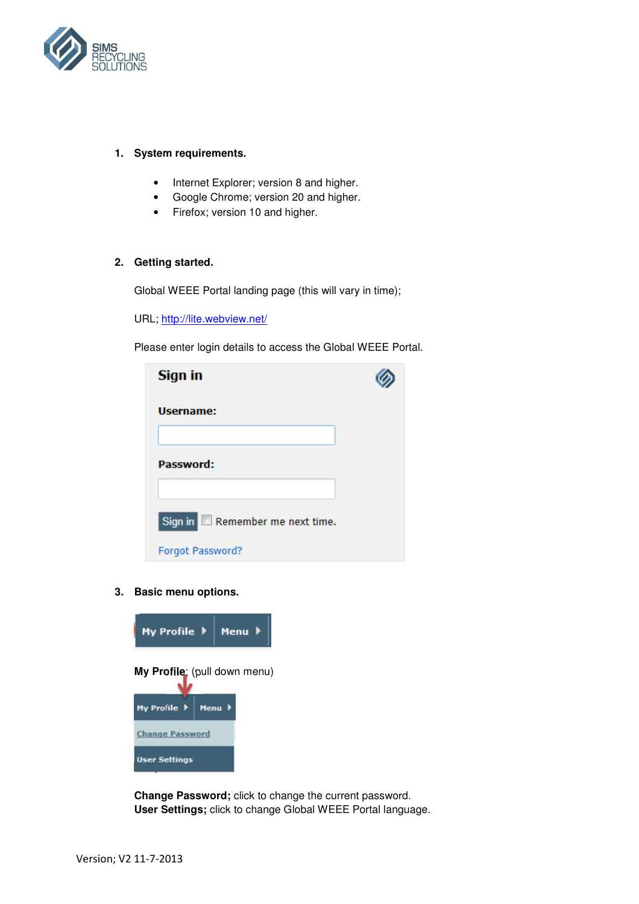1. **System requirements.**

   - Internet Explorer; version 8 and higher.
   - Google Chrome; version 20 and higher.
   - Firefox; version 10 and higher.

2. **Getting started.**

   Global WEEE Portal landing page (this will vary in time);

   URL; [http://lite.webview.net/](http://lite.webview.net/)

   Please enter login details to access the Global WEEE Portal.

3. **Basic menu options.**

   **My Profile**; (pull down menu)

   **Change Password;** click to change the current password.
   **User Settings;** click to change Global WEEE Portal language.

Version; V2 11-7-2013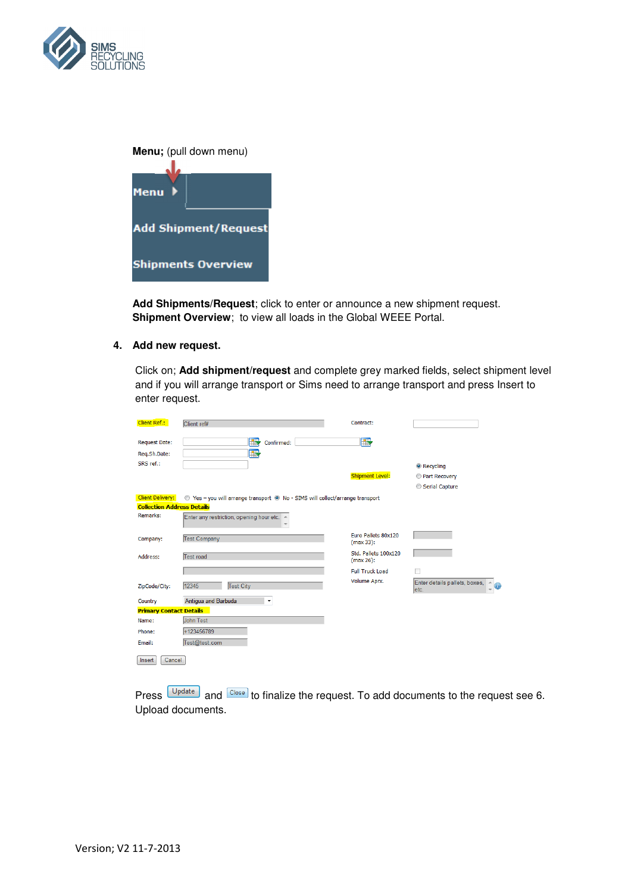**Menu;** (pull down menu)

Menu

Add Shipment/Request

Shipments Overview

**Add Shipments/Request**; click to enter or announce a new shipment request.
**Shipment Overview**; to view all loads in the Global WEEE Portal.

4. **Add new request.**

Click on; **Add shipment/request** and complete grey marked fields, select shipment level and if you will arrange transport or Sims need to arrange transport and press Insert to enter request.

Client Ref.: Client ref# Contract:

Request Date: Confirmed:

Req.Sh.Date:

SRS ref.:

Shipment Level: Recycling / Part Recovery / Serial Capture

Client Delivery: Yes – you will arrange transport / No - SIMS will collect/arrange transport

Collection Address Details

Remarks: Enter any restriction, opening hour etc.

Company: Test Company

Address: Test road

Euro Pallets 80x120 (max 33):

Std. Pallets 100x120 (max 26):

Full Truck Load

Volume Aprx. Enter details pallets, boxes, etc.

ZipCode/City: 12345 Test City

Country: Antigua and Barbuda

Primary Contact Details

Name: John Test

Phone: +123456789

Email: Test@test.com

Insert Cancel

Press Update and Close to finalize the request. To add documents to the request see 6. Upload documents.

Version; V2 11-7-2013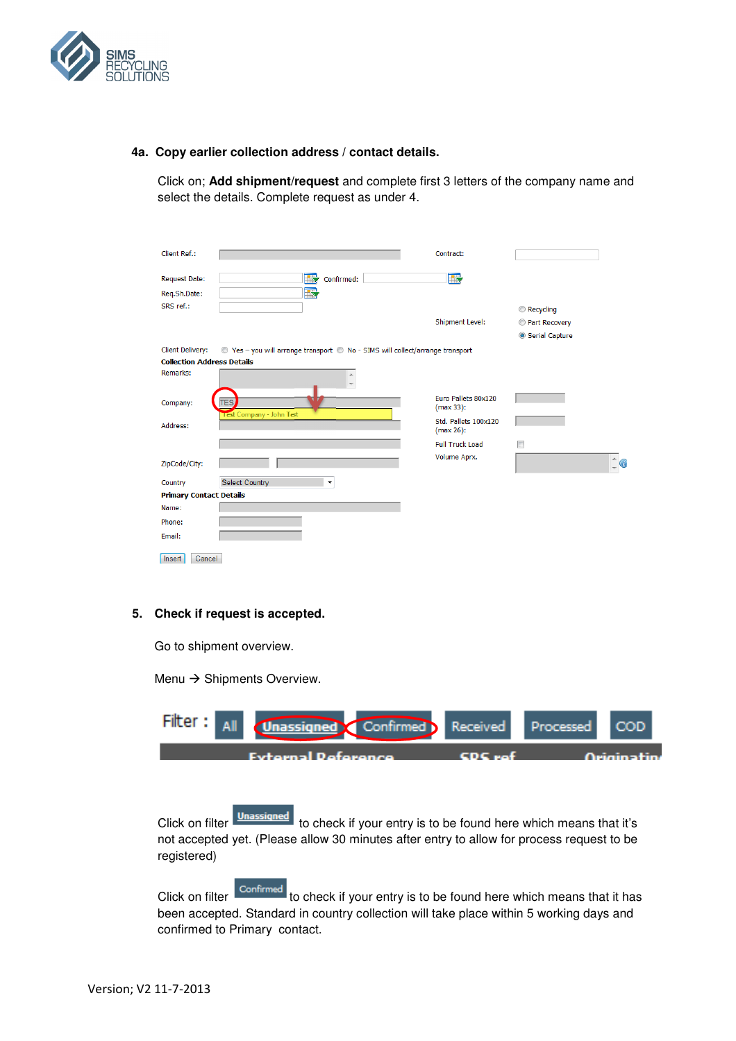## 4a. Copy earlier collection address / contact details.

Click on; **Add shipment/request** and complete first 3 letters of the company name and select the details. Complete request as under 4.

## 5. Check if request is accepted.

Go to shipment overview.

Menu → Shipments Overview.

Click on filter Unassigned to check if your entry is to be found here which means that it's not accepted yet. (Please allow 30 minutes after entry to allow for process request to be registered)

Click on filter Confirmed to check if your entry is to be found here which means that it has been accepted. Standard in country collection will take place within 5 working days and confirmed to Primary contact.

Version; V2 11-7-2013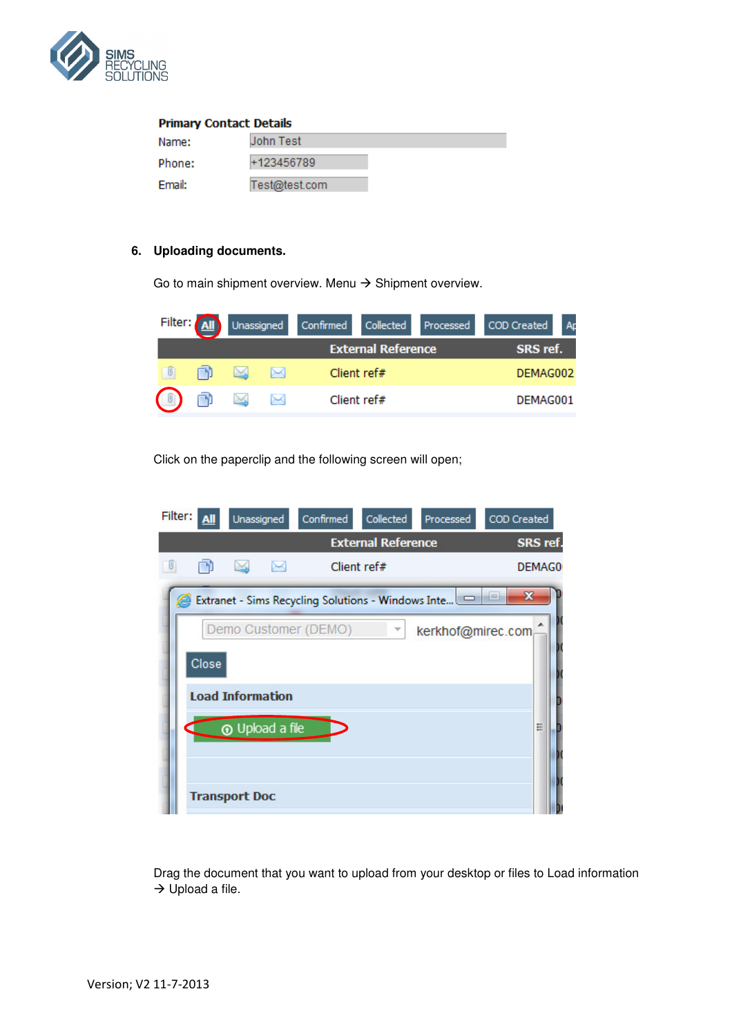**Primary Contact Details**

Name: John Test

Phone: +123456789

Email: Test@test.com

6. **Uploading documents.**

Go to main shipment overview. Menu → Shipment overview.

Click on the paperclip and the following screen will open;

Drag the document that you want to upload from your desktop or files to Load information → Upload a file.

Version; V2 11-7-2013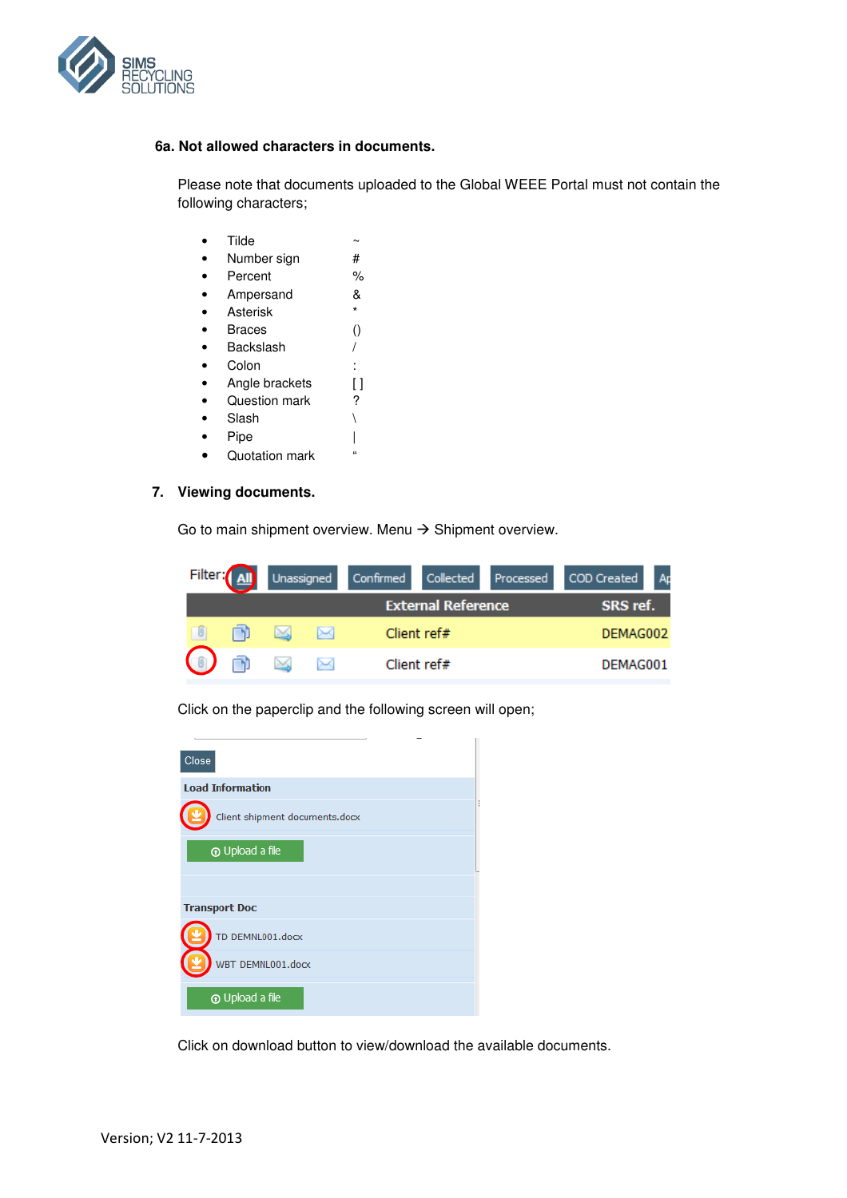### 6a. Not allowed characters in documents.

Please note that documents uploaded to the Global WEEE Portal must not contain the following characters;

- Tilde ~
- Number sign #
- Percent %
- Ampersand &
- Asterisk *
- Braces ()
- Backslash /
- Colon :
- Angle brackets [ ]
- Question mark ?
- Slash \
- Pipe |
- Quotation mark "

### 7. Viewing documents.

Go to main shipment overview. Menu → Shipment overview.

Click on the paperclip and the following screen will open;

Click on download button to view/download the available documents.

Version; V2 11-7-2013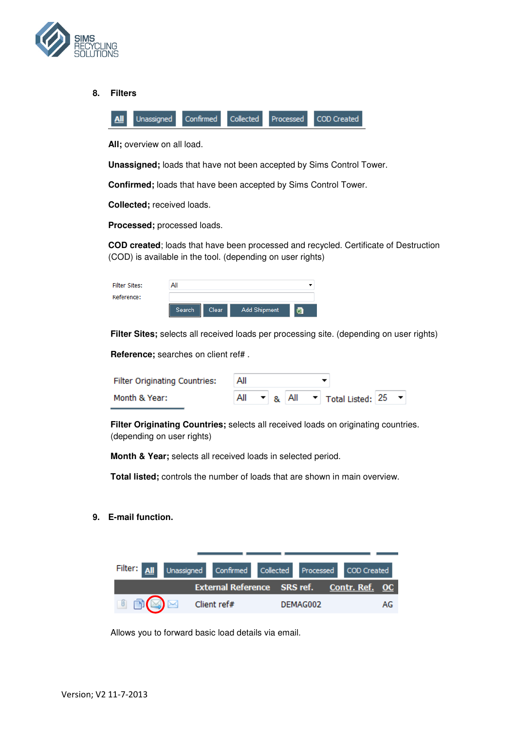## 8. Filters

All | Unassigned | Confirmed | Collected | Processed | COD Created

**All;** overview on all load.

**Unassigned;** loads that have not been accepted by Sims Control Tower.

**Confirmed;** loads that have been accepted by Sims Control Tower.

**Collected;** received loads.

**Processed;** processed loads.

**COD created**; loads that have been processed and recycled. Certificate of Destruction (COD) is available in the tool. (depending on user rights)

Filter Sites: All
Reference:
Search | Clear | Add Shipment

**Filter Sites;** selects all received loads per processing site. (depending on user rights)

**Reference;** searches on client ref# .

Filter Originating Countries: All
Month & Year: All & All Total Listed: 25

**Filter Originating Countries;** selects all received loads on originating countries. (depending on user rights)

**Month & Year;** selects all received loads in selected period.

**Total listed;** controls the number of loads that are shown in main overview.

## 9. E-mail function.

Filter: All | Unassigned | Confirmed | Collected | Processed | COD Created

| | External Reference | SRS ref. | Contr. Ref. | OC |
|---|---|---|---|---|
| | Client ref# | DEMAG002 | | AG |

Allows you to forward basic load details via email.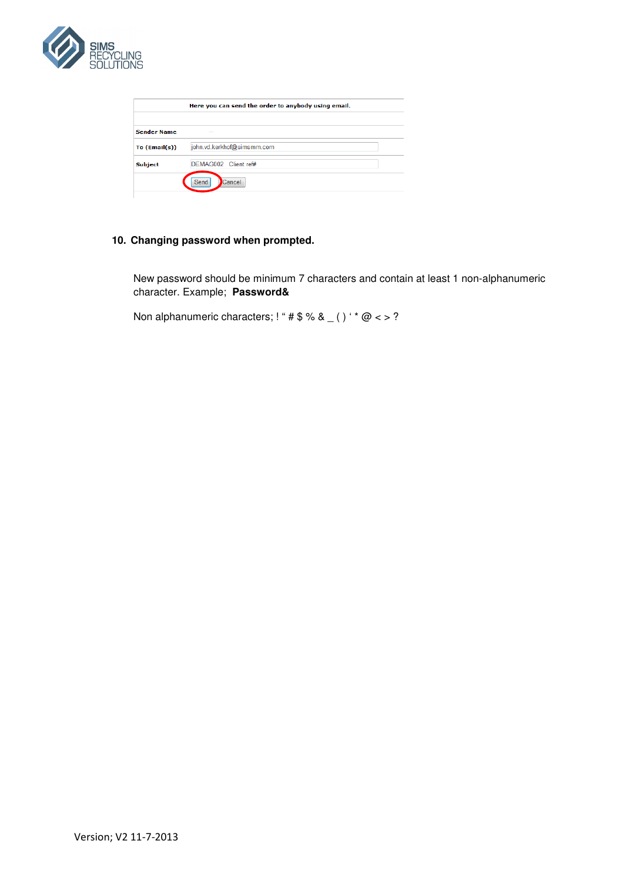| Here you can send the order to anybody using email. | |
|---|---|
| Sender Name | |
| To (Email(s)) | john.vd.kerkhof@simsmm.com |
| Subject | DEMAG002 Client ref# |
| | Send Cancel |

## 10. Changing password when prompted.

New password should be minimum 7 characters and contain at least 1 non-alphanumeric character. Example; **Password&**

Non alphanumeric characters; ! " # $ % & _ ( ) ' * @ < > ?

Version; V2 11-7-2013